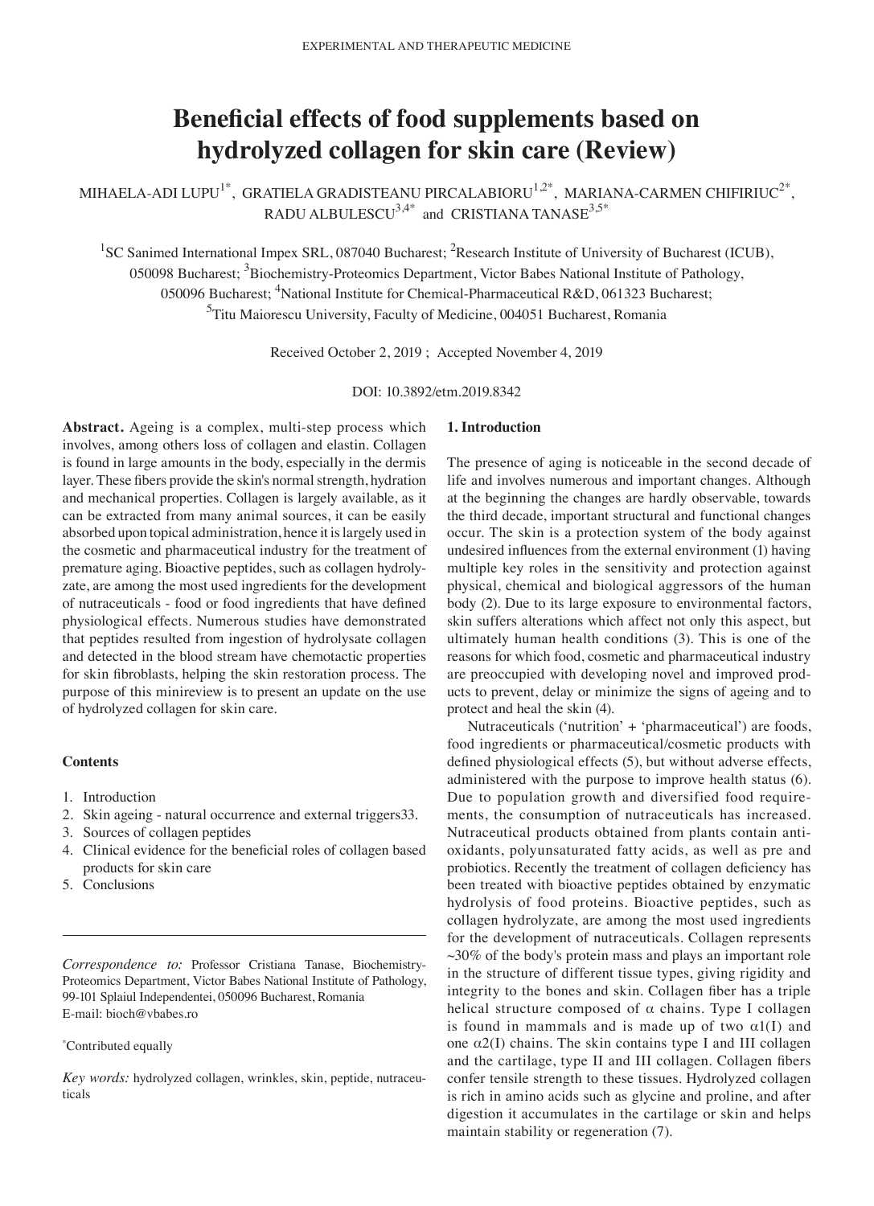# Beneficial effects of food supplements based on hydrolyzed collagen for skin care (Review)

MIHAELA-ADI LUPU[1*], GRATIELA GRADISTEANU PIRCALABIORU[1,2*], MARIANA-CARMEN CHIFIRIUC[2*], RADU ALBULESCU[3,4*] and CRISTIANA TANASE[3,5*]

[1]SC Sanimed International Impex SRL, 087040 Bucharest; [2]Research Institute of University of Bucharest (ICUB), 050098 Bucharest; [3]Biochemistry-Proteomics Department, Victor Babes National Institute of Pathology, 050096 Bucharest; [4]National Institute for Chemical-Pharmaceutical R&D, 061323 Bucharest; [5]Titu Maiorescu University, Faculty of Medicine, 004051 Bucharest, Romania

Received October 2, 2019; Accepted November 4, 2019

DOI: 10.3892/etm.2019.8342

**Abstract.** Ageing is a complex, multi-step process which involves, among others loss of collagen and elastin. Collagen is found in large amounts in the body, especially in the dermis layer. These fibers provide the skin's normal strength, hydration and mechanical properties. Collagen is largely available, as it can be extracted from many animal sources, it can be easily absorbed upon topical administration, hence it is largely used in the cosmetic and pharmaceutical industry for the treatment of premature aging. Bioactive peptides, such as collagen hydrolyzate, are among the most used ingredients for the development of nutraceuticals - food or food ingredients that have defined physiological effects. Numerous studies have demonstrated that peptides resulted from ingestion of hydrolysate collagen and detected in the blood stream have chemotactic properties for skin fibroblasts, helping the skin restoration process. The purpose of this minireview is to present an update on the use of hydrolyzed collagen for skin care.

**Contents**

1. Introduction
2. Skin ageing - natural occurrence and external triggers33.
3. Sources of collagen peptides
4. Clinical evidence for the beneficial roles of collagen based products for skin care
5. Conclusions

---

*Correspondence to:* Professor Cristiana Tanase, Biochemistry-Proteomics Department, Victor Babes National Institute of Pathology, 99-101 Splaiul Independentei, 050096 Bucharest, Romania
E-mail: bioch@vbabes.ro

[*]Contributed equally

*Key words:* hydrolyzed collagen, wrinkles, skin, peptide, nutraceuticals

## 1. Introduction

The presence of aging is noticeable in the second decade of life and involves numerous and important changes. Although at the beginning the changes are hardly observable, towards the third decade, important structural and functional changes occur. The skin is a protection system of the body against undesired influences from the external environment (1) having multiple key roles in the sensitivity and protection against physical, chemical and biological aggressors of the human body (2). Due to its large exposure to environmental factors, skin suffers alterations which affect not only this aspect, but ultimately human health conditions (3). This is one of the reasons for which food, cosmetic and pharmaceutical industry are preoccupied with developing novel and improved products to prevent, delay or minimize the signs of ageing and to protect and heal the skin (4).

Nutraceuticals ('nutrition' + 'pharmaceutical') are foods, food ingredients or pharmaceutical/cosmetic products with defined physiological effects (5), but without adverse effects, administered with the purpose to improve health status (6). Due to population growth and diversified food requirements, the consumption of nutraceuticals has increased. Nutraceutical products obtained from plants contain antioxidants, polyunsaturated fatty acids, as well as pre and probiotics. Recently the treatment of collagen deficiency has been treated with bioactive peptides obtained by enzymatic hydrolysis of food proteins. Bioactive peptides, such as collagen hydrolyzate, are among the most used ingredients for the development of nutraceuticals. Collagen represents ~30% of the body's protein mass and plays an important role in the structure of different tissue types, giving rigidity and integrity to the bones and skin. Collagen fiber has a triple helical structure composed of $\alpha$ chains. Type I collagen is found in mammals and is made up of two $\alpha1(I)$ and one $\alpha2(I)$ chains. The skin contains type I and III collagen and the cartilage, type II and III collagen. Collagen fibers confer tensile strength to these tissues. Hydrolyzed collagen is rich in amino acids such as glycine and proline, and after digestion it accumulates in the cartilage or skin and helps maintain stability or regeneration (7).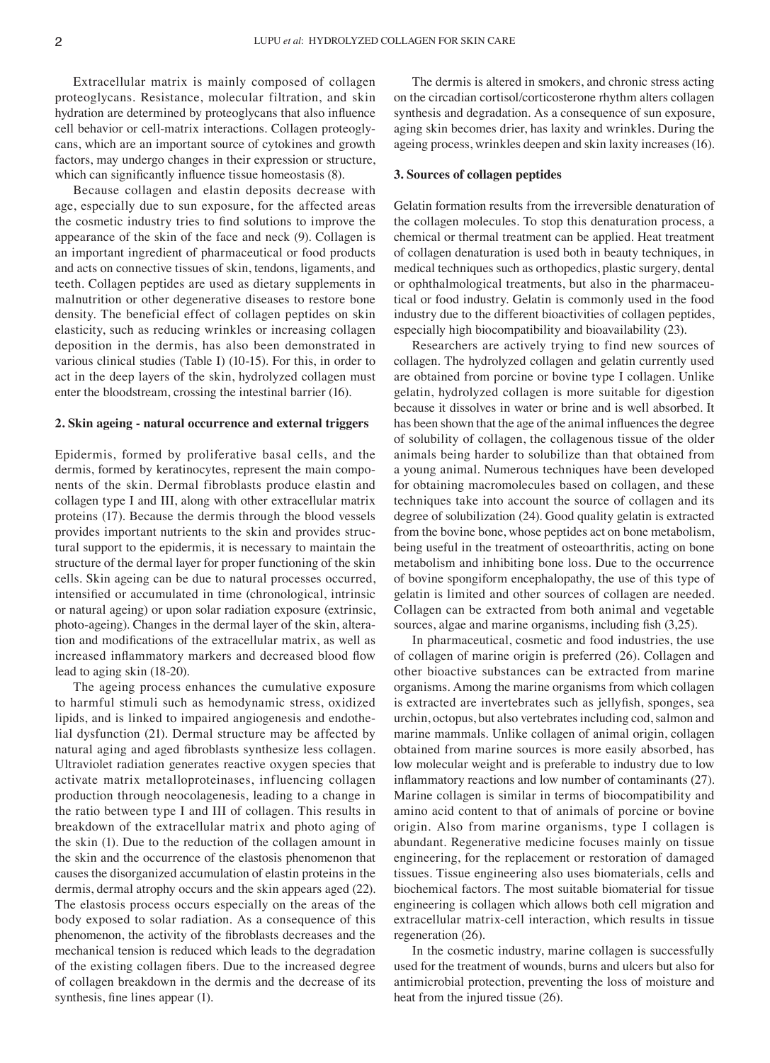Extracellular matrix is mainly composed of collagen proteoglycans. Resistance, molecular filtration, and skin hydration are determined by proteoglycans that also influence cell behavior or cell-matrix interactions. Collagen proteoglycans, which are an important source of cytokines and growth factors, may undergo changes in their expression or structure, which can significantly influence tissue homeostasis (8).

Because collagen and elastin deposits decrease with age, especially due to sun exposure, for the affected areas the cosmetic industry tries to find solutions to improve the appearance of the skin of the face and neck (9). Collagen is an important ingredient of pharmaceutical or food products and acts on connective tissues of skin, tendons, ligaments, and teeth. Collagen peptides are used as dietary supplements in malnutrition or other degenerative diseases to restore bone density. The beneficial effect of collagen peptides on skin elasticity, such as reducing wrinkles or increasing collagen deposition in the dermis, has also been demonstrated in various clinical studies (Table I) (10-15). For this, in order to act in the deep layers of the skin, hydrolyzed collagen must enter the bloodstream, crossing the intestinal barrier (16).

## 2. Skin ageing - natural occurrence and external triggers

Epidermis, formed by proliferative basal cells, and the dermis, formed by keratinocytes, represent the main components of the skin. Dermal fibroblasts produce elastin and collagen type I and III, along with other extracellular matrix proteins (17). Because the dermis through the blood vessels provides important nutrients to the skin and provides structural support to the epidermis, it is necessary to maintain the structure of the dermal layer for proper functioning of the skin cells. Skin ageing can be due to natural processes occurred, intensified or accumulated in time (chronological, intrinsic or natural ageing) or upon solar radiation exposure (extrinsic, photo-ageing). Changes in the dermal layer of the skin, alteration and modifications of the extracellular matrix, as well as increased inflammatory markers and decreased blood flow lead to aging skin (18-20).

The ageing process enhances the cumulative exposure to harmful stimuli such as hemodynamic stress, oxidized lipids, and is linked to impaired angiogenesis and endothelial dysfunction (21). Dermal structure may be affected by natural aging and aged fibroblasts synthesize less collagen. Ultraviolet radiation generates reactive oxygen species that activate matrix metalloproteinases, influencing collagen production through neocolagenesis, leading to a change in the ratio between type I and III of collagen. This results in breakdown of the extracellular matrix and photo aging of the skin (1). Due to the reduction of the collagen amount in the skin and the occurrence of the elastosis phenomenon that causes the disorganized accumulation of elastin proteins in the dermis, dermal atrophy occurs and the skin appears aged (22). The elastosis process occurs especially on the areas of the body exposed to solar radiation. As a consequence of this phenomenon, the activity of the fibroblasts decreases and the mechanical tension is reduced which leads to the degradation of the existing collagen fibers. Due to the increased degree of collagen breakdown in the dermis and the decrease of its synthesis, fine lines appear (1).

The dermis is altered in smokers, and chronic stress acting on the circadian cortisol/corticosterone rhythm alters collagen synthesis and degradation. As a consequence of sun exposure, aging skin becomes drier, has laxity and wrinkles. During the ageing process, wrinkles deepen and skin laxity increases (16).

## 3. Sources of collagen peptides

Gelatin formation results from the irreversible denaturation of the collagen molecules. To stop this denaturation process, a chemical or thermal treatment can be applied. Heat treatment of collagen denaturation is used both in beauty techniques, in medical techniques such as orthopedics, plastic surgery, dental or ophthalmological treatments, but also in the pharmaceutical or food industry. Gelatin is commonly used in the food industry due to the different bioactivities of collagen peptides, especially high biocompatibility and bioavailability (23).

Researchers are actively trying to find new sources of collagen. The hydrolyzed collagen and gelatin currently used are obtained from porcine or bovine type I collagen. Unlike gelatin, hydrolyzed collagen is more suitable for digestion because it dissolves in water or brine and is well absorbed. It has been shown that the age of the animal influences the degree of solubility of collagen, the collagenous tissue of the older animals being harder to solubilize than that obtained from a young animal. Numerous techniques have been developed for obtaining macromolecules based on collagen, and these techniques take into account the source of collagen and its degree of solubilization (24). Good quality gelatin is extracted from the bovine bone, whose peptides act on bone metabolism, being useful in the treatment of osteoarthritis, acting on bone metabolism and inhibiting bone loss. Due to the occurrence of bovine spongiform encephalopathy, the use of this type of gelatin is limited and other sources of collagen are needed. Collagen can be extracted from both animal and vegetable sources, algae and marine organisms, including fish (3,25).

In pharmaceutical, cosmetic and food industries, the use of collagen of marine origin is preferred (26). Collagen and other bioactive substances can be extracted from marine organisms. Among the marine organisms from which collagen is extracted are invertebrates such as jellyfish, sponges, sea urchin, octopus, but also vertebrates including cod, salmon and marine mammals. Unlike collagen of animal origin, collagen obtained from marine sources is more easily absorbed, has low molecular weight and is preferable to industry due to low inflammatory reactions and low number of contaminants (27). Marine collagen is similar in terms of biocompatibility and amino acid content to that of animals of porcine or bovine origin. Also from marine organisms, type I collagen is abundant. Regenerative medicine focuses mainly on tissue engineering, for the replacement or restoration of damaged tissues. Tissue engineering also uses biomaterials, cells and biochemical factors. The most suitable biomaterial for tissue engineering is collagen which allows both cell migration and extracellular matrix-cell interaction, which results in tissue regeneration (26).

In the cosmetic industry, marine collagen is successfully used for the treatment of wounds, burns and ulcers but also for antimicrobial protection, preventing the loss of moisture and heat from the injured tissue (26).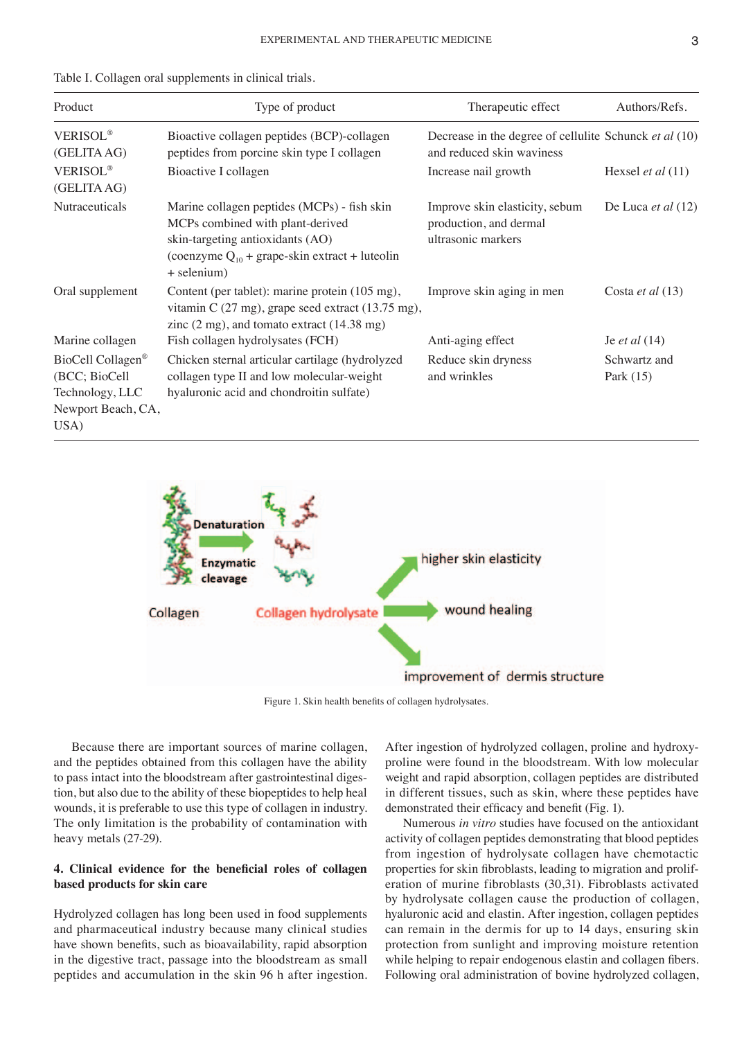Table I. Collagen oral supplements in clinical trials.

| Product | Type of product | Therapeutic effect | Authors/Refs. |
|---|---|---|---|
| VERISOL® (GELITA AG) | Bioactive collagen peptides (BCP)-collagen peptides from porcine skin type I collagen | Decrease in the degree of cellulite and reduced skin waviness | Schunck *et al* (10) |
| VERISOL® (GELITA AG) | Bioactive I collagen | Increase nail growth | Hexsel *et al* (11) |
| Nutraceuticals | Marine collagen peptides (MCPs) - fish skin MCPs combined with plant-derived skin-targeting antioxidants (AO) (coenzyme $Q_{10}$ + grape-skin extract + luteolin + selenium) | Improve skin elasticity, sebum production, and dermal ultrasonic markers | De Luca *et al* (12) |
| Oral supplement | Content (per tablet): marine protein (105 mg), vitamin C (27 mg), grape seed extract (13.75 mg), zinc (2 mg), and tomato extract (14.38 mg) | Improve skin aging in men | Costa *et al* (13) |
| Marine collagen | Fish collagen hydrolysates (FCH) | Anti-aging effect | Je *et al* (14) |
| BioCell Collagen® (BCC; BioCell Technology, LLC Newport Beach, CA, USA) | Chicken sternal articular cartilage (hydrolyzed collagen type II and low molecular-weight hyaluronic acid and chondroitin sulfate) | Reduce skin dryness and wrinkles | Schwartz and Park (15) |

Figure 1. Skin health benefits of collagen hydrolysates.

Because there are important sources of marine collagen, and the peptides obtained from this collagen have the ability to pass intact into the bloodstream after gastrointestinal digestion, but also due to the ability of these biopeptides to help heal wounds, it is preferable to use this type of collagen in industry. The only limitation is the probability of contamination with heavy metals (27-29).

## 4. Clinical evidence for the beneficial roles of collagen based products for skin care

Hydrolyzed collagen has long been used in food supplements and pharmaceutical industry because many clinical studies have shown benefits, such as bioavailability, rapid absorption in the digestive tract, passage into the bloodstream as small peptides and accumulation in the skin 96 h after ingestion. After ingestion of hydrolyzed collagen, proline and hydroxyproline were found in the bloodstream. With low molecular weight and rapid absorption, collagen peptides are distributed in different tissues, such as skin, where these peptides have demonstrated their efficacy and benefit (Fig. 1).

Numerous *in vitro* studies have focused on the antioxidant activity of collagen peptides demonstrating that blood peptides from ingestion of hydrolysate collagen have chemotactic properties for skin fibroblasts, leading to migration and proliferation of murine fibroblasts (30,31). Fibroblasts activated by hydrolysate collagen cause the production of collagen, hyaluronic acid and elastin. After ingestion, collagen peptides can remain in the dermis for up to 14 days, ensuring skin protection from sunlight and improving moisture retention while helping to repair endogenous elastin and collagen fibers. Following oral administration of bovine hydrolyzed collagen,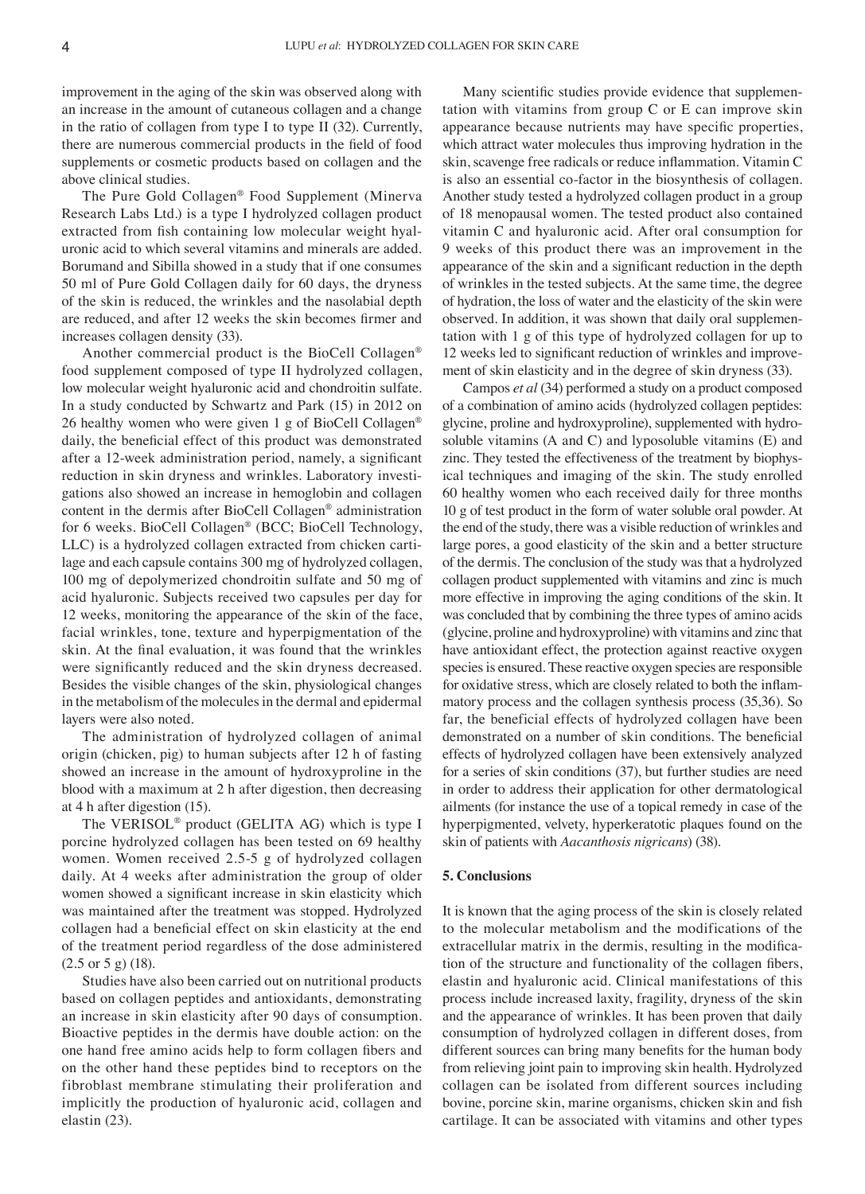improvement in the aging of the skin was observed along with an increase in the amount of cutaneous collagen and a change in the ratio of collagen from type I to type II (32). Currently, there are numerous commercial products in the field of food supplements or cosmetic products based on collagen and the above clinical studies.

The Pure Gold Collagen® Food Supplement (Minerva Research Labs Ltd.) is a type I hydrolyzed collagen product extracted from fish containing low molecular weight hyaluronic acid to which several vitamins and minerals are added. Borumand and Sibilla showed in a study that if one consumes 50 ml of Pure Gold Collagen daily for 60 days, the dryness of the skin is reduced, the wrinkles and the nasolabial depth are reduced, and after 12 weeks the skin becomes firmer and increases collagen density (33).

Another commercial product is the BioCell Collagen® food supplement composed of type II hydrolyzed collagen, low molecular weight hyaluronic acid and chondroitin sulfate. In a study conducted by Schwartz and Park (15) in 2012 on 26 healthy women who were given 1 g of BioCell Collagen® daily, the beneficial effect of this product was demonstrated after a 12-week administration period, namely, a significant reduction in skin dryness and wrinkles. Laboratory investigations also showed an increase in hemoglobin and collagen content in the dermis after BioCell Collagen® administration for 6 weeks. BioCell Collagen® (BCC; BioCell Technology, LLC) is a hydrolyzed collagen extracted from chicken cartilage and each capsule contains 300 mg of hydrolyzed collagen, 100 mg of depolymerized chondroitin sulfate and 50 mg of acid hyaluronic. Subjects received two capsules per day for 12 weeks, monitoring the appearance of the skin of the face, facial wrinkles, tone, texture and hyperpigmentation of the skin. At the final evaluation, it was found that the wrinkles were significantly reduced and the skin dryness decreased. Besides the visible changes of the skin, physiological changes in the metabolism of the molecules in the dermal and epidermal layers were also noted.

The administration of hydrolyzed collagen of animal origin (chicken, pig) to human subjects after 12 h of fasting showed an increase in the amount of hydroxyproline in the blood with a maximum at 2 h after digestion, then decreasing at 4 h after digestion (15).

The VERISOL® product (GELITA AG) which is type I porcine hydrolyzed collagen has been tested on 69 healthy women. Women received 2.5-5 g of hydrolyzed collagen daily. At 4 weeks after administration the group of older women showed a significant increase in skin elasticity which was maintained after the treatment was stopped. Hydrolyzed collagen had a beneficial effect on skin elasticity at the end of the treatment period regardless of the dose administered (2.5 or 5 g) (18).

Studies have also been carried out on nutritional products based on collagen peptides and antioxidants, demonstrating an increase in skin elasticity after 90 days of consumption. Bioactive peptides in the dermis have double action: on the one hand free amino acids help to form collagen fibers and on the other hand these peptides bind to receptors on the fibroblast membrane stimulating their proliferation and implicitly the production of hyaluronic acid, collagen and elastin (23).

Many scientific studies provide evidence that supplementation with vitamins from group C or E can improve skin appearance because nutrients may have specific properties, which attract water molecules thus improving hydration in the skin, scavenge free radicals or reduce inflammation. Vitamin C is also an essential co-factor in the biosynthesis of collagen. Another study tested a hydrolyzed collagen product in a group of 18 menopausal women. The tested product also contained vitamin C and hyaluronic acid. After oral consumption for 9 weeks of this product there was an improvement in the appearance of the skin and a significant reduction in the depth of wrinkles in the tested subjects. At the same time, the degree of hydration, the loss of water and the elasticity of the skin were observed. In addition, it was shown that daily oral supplementation with 1 g of this type of hydrolyzed collagen for up to 12 weeks led to significant reduction of wrinkles and improvement of skin elasticity and in the degree of skin dryness (33).

Campos *et al* (34) performed a study on a product composed of a combination of amino acids (hydrolyzed collagen peptides: glycine, proline and hydroxyproline), supplemented with hydrosoluble vitamins (A and C) and lyposoluble vitamins (E) and zinc. They tested the effectiveness of the treatment by biophysical techniques and imaging of the skin. The study enrolled 60 healthy women who each received daily for three months 10 g of test product in the form of water soluble oral powder. At the end of the study, there was a visible reduction of wrinkles and large pores, a good elasticity of the skin and a better structure of the dermis. The conclusion of the study was that a hydrolyzed collagen product supplemented with vitamins and zinc is much more effective in improving the aging conditions of the skin. It was concluded that by combining the three types of amino acids (glycine, proline and hydroxyproline) with vitamins and zinc that have antioxidant effect, the protection against reactive oxygen species is ensured. These reactive oxygen species are responsible for oxidative stress, which are closely related to both the inflammatory process and the collagen synthesis process (35,36). So far, the beneficial effects of hydrolyzed collagen have been demonstrated on a number of skin conditions. The beneficial effects of hydrolyzed collagen have been extensively analyzed for a series of skin conditions (37), but further studies are need in order to address their application for other dermatological ailments (for instance the use of a topical remedy in case of the hyperpigmented, velvety, hyperkeratotic plaques found on the skin of patients with *Aacanthosis nigricans*) (38).

## 5. Conclusions

It is known that the aging process of the skin is closely related to the molecular metabolism and the modifications of the extracellular matrix in the dermis, resulting in the modification of the structure and functionality of the collagen fibers, elastin and hyaluronic acid. Clinical manifestations of this process include increased laxity, fragility, dryness of the skin and the appearance of wrinkles. It has been proven that daily consumption of hydrolyzed collagen in different doses, from different sources can bring many benefits for the human body from relieving joint pain to improving skin health. Hydrolyzed collagen can be isolated from different sources including bovine, porcine skin, marine organisms, chicken skin and fish cartilage. It can be associated with vitamins and other types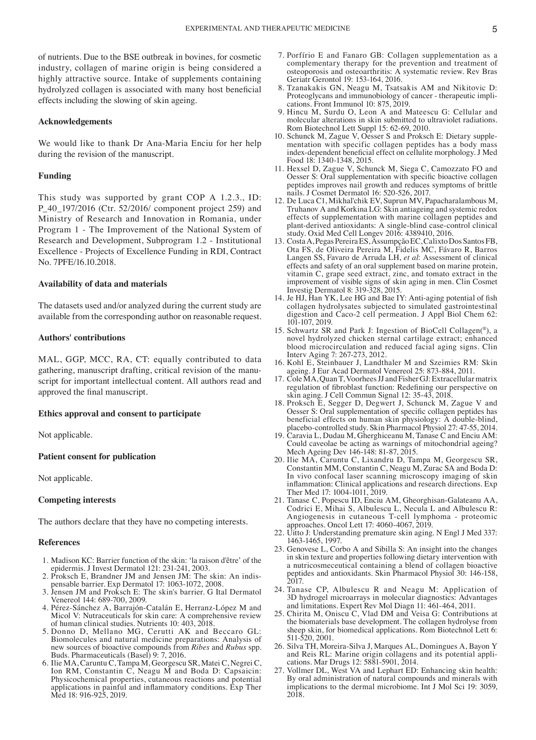of nutrients. Due to the BSE outbreak in bovines, for cosmetic industry, collagen of marine origin is being considered a highly attractive source. Intake of supplements containing hydrolyzed collagen is associated with many host beneficial effects including the slowing of skin ageing.

### Acknowledgements

We would like to thank Dr Ana-Maria Enciu for her help during the revision of the manuscript.

### Funding

This study was supported by grant COP A 1.2.3., ID: P_40_197/2016 (Ctr. 52/2016/ component project 259) and Ministry of Research and Innovation in Romania, under Program 1 - The Improvement of the National System of Research and Development, Subprogram 1.2 - Institutional Excellence - Projects of Excellence Funding in RDI, Contract No. 7PFE/16.10.2018.

### Availability of data and materials

The datasets used and/or analyzed during the current study are available from the corresponding author on reasonable request.

### Authors' contributions

MAL, GGP, MCC, RA, CT: equally contributed to data gathering, manuscript drafting, critical revision of the manuscript for important intellectual content. All authors read and approved the final manuscript.

### Ethics approval and consent to participate

Not applicable.

### Patient consent for publication

Not applicable.

### Competing interests

The authors declare that they have no competing interests.

### References

1. Madison KC: Barrier function of the skin: 'la raison d'être' of the epidermis. J Invest Dermatol 121: 231-241, 2003.
2. Proksch E, Brandner JM and Jensen JM: The skin: An indispensable barrier. Exp Dermatol 17: 1063-1072, 2008.
3. Jensen JM and Proksch E: The skin's barrier. G Ital Dermatol Venereol 144: 689-700, 2009.
4. Pérez-Sánchez A, Barrajón-Catalán E, Herranz-López M and Micol V: Nutraceuticals for skin care: A comprehensive review of human clinical studies. Nutrients 10: 403, 2018.
5. Donno D, Mellano MG, Cerutti AK and Beccaro GL: Biomolecules and natural medicine preparations: Analysis of new sources of bioactive compounds from *Ribes* and *Rubus* spp. Buds. Pharmaceuticals (Basel) 9: 7, 2016.
6. Ilie MA, Caruntu C, Tampa M, Georgescu SR, Matei C, Negrei C, Ion RM, Constantin C, Neagu M and Boda D: Capsaicin: Physicochemical properties, cutaneous reactions and potential applications in painful and inflammatory conditions. Exp Ther Med 18: 916-925, 2019.
7. Porfírio E and Fanaro GB: Collagen supplementation as a complementary therapy for the prevention and treatment of osteoporosis and osteoarthritis: A systematic review. Rev Bras Geriatr Gerontol 19: 153-164, 2016.
8. Tzanakakis GN, Neagu M, Tsatsakis AM and Nikitovic D: Proteoglycans and immunobiology of cancer - therapeutic implications. Front Immunol 10: 875, 2019.
9. Hincu M, Surdu O, Leon A and Mateescu G: Cellular and molecular alterations in skin submitted to ultraviolet radiations. Rom Biotechnol Lett Suppl 15: 62-69, 2010.
10. Schunck M, Zague V, Oesser S and Proksch E: Dietary supplementation with specific collagen peptides has a body mass index-dependent beneficial effect on cellulite morphology. J Med Food 18: 1340-1348, 2015.
11. Hexsel D, Zague V, Schunck M, Siega C, Camozzato FO and Oesser S: Oral supplementation with specific bioactive collagen peptides improves nail growth and reduces symptoms of brittle nails. J Cosmet Dermatol 16: 520-526, 2017.
12. De Luca C1, Mikhal'chik EV, Suprun MV, Papacharalambous M, Truhanov A and Korkina LG: Skin antiageing and systemic redox effects of supplementation with marine collagen peptides and plant-derived antioxidants: A single-blind case-control clinical study. Oxid Med Cell Longev 2016: 4389410, 2016.
13. Costa A, Pegas Pereira ES, Assumpção EC, Calixto Dos Santos FB, Ota FS, de Oliveira Pereira M, Fidelis MC, Fávaro R, Barros Langen SS, Favaro de Arruda LH, *et al*: Assessment of clinical effects and safety of an oral supplement based on marine protein, vitamin C, grape seed extract, zinc, and tomato extract in the improvement of visible signs of skin aging in men. Clin Cosmet Investig Dermatol 8: 319-328, 2015.
14. Je HJ, Han YK, Lee HG and Bae IY: Anti-aging potential of fish collagen hydrolysates subjected to simulated gastrointestinal digestion and Caco-2 cell permeation. J Appl Biol Chem 62: 101-107, 2019.
15. Schwartz SR and Park J: Ingestion of BioCell Collagen(®), a novel hydrolyzed chicken sternal cartilage extract; enhanced blood microcirculation and reduced facial aging signs. Clin Interv Aging 7: 267-273, 2012.
16. Kohl E, Steinbauer J, Landthaler M and Szeimies RM: Skin ageing. J Eur Acad Dermatol Venereol 25: 873-884, 2011.
17. Cole MA, Quan T, Voorhees JJ and Fisher GJ: Extracellular matrix regulation of fibroblast function: Redefining our perspective on skin aging. J Cell Commun Signal 12: 35-43, 2018.
18. Proksch E, Segger D, Degwert J, Schunck M, Zague V and Oesser S: Oral supplementation of specific collagen peptides has beneficial effects on human skin physiology: A double-blind, placebo-controlled study. Skin Pharmacol Physiol 27: 47-55, 2014.
19. Caravia L, Dudau M, Gherghiceanu M, Tanase C and Enciu AM: Could caveolae be acting as warnings of mitochondrial ageing? Mech Ageing Dev 146-148: 81-87, 2015.
20. Ilie MA, Caruntu C, Lixandru D, Tampa M, Georgescu SR, Constantin MM, Constantin C, Neagu M, Zurac SA and Boda D: In vivo confocal laser scanning microscopy imaging of skin inflammation: Clinical applications and research directions. Exp Ther Med 17: 1004-1011, 2019.
21. Tanase C, Popescu ID, Enciu AM, Gheorghisan-Galateanu AA, Codrici E, Mihai S, Albulescu L, Necula L and Albulescu R: Angiogenesis in cutaneous T-cell lymphoma - proteomic approaches. Oncol Lett 17: 4060-4067, 2019.
22. Uitto J: Understanding premature skin aging. N Engl J Med 337: 1463-1465, 1997.
23. Genovese L, Corbo A and Sibilla S: An insight into the changes in skin texture and properties following dietary intervention with a nutricosmeceutical containing a blend of collagen bioactive peptides and antioxidants. Skin Pharmacol Physiol 30: 146-158, 2017.
24. Tanase CP, Albulescu R and Neagu M: Application of 3D hydrogel microarrays in molecular diagnostics: Advantages and limitations. Expert Rev Mol Diagn 11: 461-464, 2011.
25. Chirita M, Oniscu C, Vlad DM and Veisa G: Contributions at the biomaterials base development. The collagen hydrolyse from sheep skin, for biomedical applications. Rom Biotechnol Lett 6: 511-520, 2001.
26. Silva TH, Moreira-Silva J, Marques AL, Domingues A, Bayon Y and Reis RL: Marine origin collagens and its potential applications. Mar Drugs 12: 5881-5901, 2014.
27. Vollmer DL, West VA and Lephart ED: Enhancing skin health: By oral administration of natural compounds and minerals with implications to the dermal microbiome. Int J Mol Sci 19: 3059, 2018.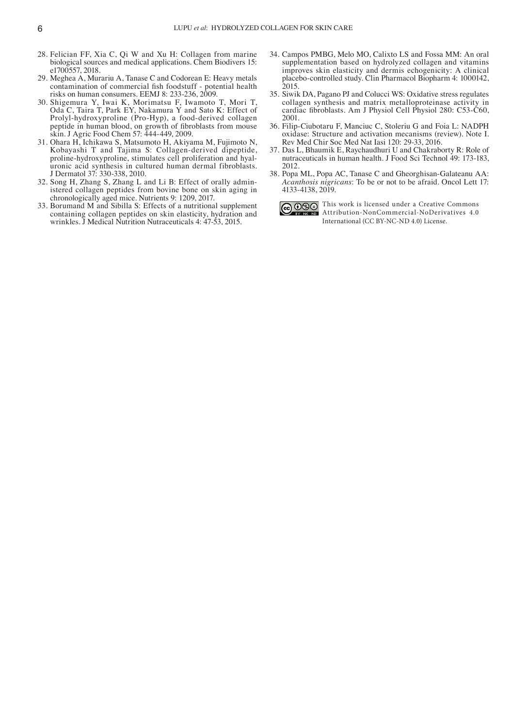28. Felician FF, Xia C, Qi W and Xu H: Collagen from marine biological sources and medical applications. Chem Biodivers 15: e1700557, 2018.
29. Meghea A, Murariu A, Tanase C and Codorean E: Heavy metals contamination of commercial fish foodstuff - potential health risks on human consumers. EEMJ 8: 233-236, 2009.
30. Shigemura Y, Iwai K, Morimatsu F, Iwamoto T, Mori T, Oda C, Taira T, Park EY, Nakamura Y and Sato K: Effect of Prolyl-hydroxyproline (Pro-Hyp), a food-derived collagen peptide in human blood, on growth of fibroblasts from mouse skin. J Agric Food Chem 57: 444-449, 2009.
31. Ohara H, Ichikawa S, Matsumoto H, Akiyama M, Fujimoto N, Kobayashi T and Tajima S: Collagen-derived dipeptide, proline-hydroxyproline, stimulates cell proliferation and hyaluronic acid synthesis in cultured human dermal fibroblasts. J Dermatol 37: 330-338, 2010.
32. Song H, Zhang S, Zhang L and Li B: Effect of orally administered collagen peptides from bovine bone on skin aging in chronologically aged mice. Nutrients 9: 1209, 2017.
33. Borumand M and Sibilla S: Effects of a nutritional supplement containing collagen peptides on skin elasticity, hydration and wrinkles. J Medical Nutrition Nutraceuticals 4: 47-53, 2015.
34. Campos PMBG, Melo MO, Calixto LS and Fossa MM: An oral supplementation based on hydrolyzed collagen and vitamins improves skin elasticity and dermis echogenicity: A clinical placebo-controlled study. Clin Pharmacol Biopharm 4: 1000142, 2015.
35. Siwik DA, Pagano PJ and Colucci WS: Oxidative stress regulates collagen synthesis and matrix metalloproteinase activity in cardiac fibroblasts. Am J Physiol Cell Physiol 280: C53-C60, 2001.
36. Filip-Ciubotaru F, Manciuc C, Stoleriu G and Foia L: NADPH oxidase: Structure and activation mecanisms (review). Note I. Rev Med Chir Soc Med Nat Iasi 120: 29-33, 2016.
37. Das L, Bhaumik E, Raychaudhuri U and Chakraborty R: Role of nutraceuticals in human health. J Food Sci Technol 49: 173-183, 2012.
38. Popa ML, Popa AC, Tanase C and Gheorghisan-Galateanu AA: *Acanthosis nigricans*: To be or not to be afraid. Oncol Lett 17: 4133-4138, 2019.

This work is licensed under a Creative Commons Attribution-NonCommercial-NoDerivatives 4.0 International (CC BY-NC-ND 4.0) License.